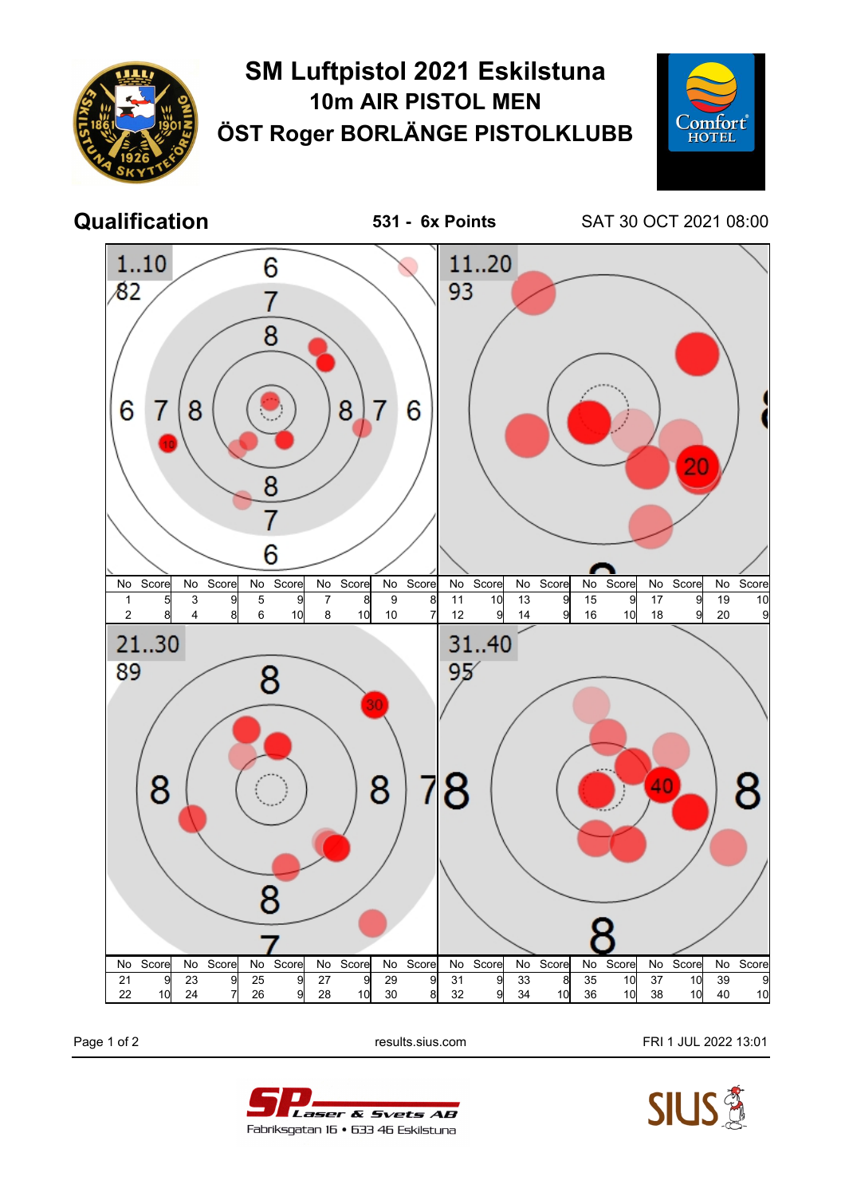# SM Luftpistol 2021 Eskilstuna

## 10m AIR PISTOL MEN

## ÖST Roger BORLÄNGE PISTOLKLUBB

**Qualification** **531 - 6x Points** SAT 30 OCT 2021 08:00

### 1..10 — 82

| No | Score | No | Score | No | Score | No | Score | No | Score |
|---|---|---|---|---|---|---|---|---|---|
| 1 | 5 | 3 | 9 | 5 | 9 | 7 | 8 | 9 | 8 |
| 2 | 8 | 4 | 8 | 6 | 10 | 8 | 10 | 10 | 7 |

### 11..20 — 93

| No | Score | No | Score | No | Score | No | Score | No | Score |
|---|---|---|---|---|---|---|---|---|---|
| 11 | 10 | 13 | 9 | 15 | 9 | 17 | 9 | 19 | 10 |
| 12 | 9 | 14 | 9 | 16 | 10 | 18 | 9 | 20 | 9 |

### 21..30 — 89

| No | Score | No | Score | No | Score | No | Score | No | Score |
|---|---|---|---|---|---|---|---|---|---|
| 21 | 9 | 23 | 9 | 25 | 9 | 27 | 9 | 29 | 9 |
| 22 | 10 | 24 | 7 | 26 | 9 | 28 | 10 | 30 | 8 |

### 31..40 — 95

| No | Score | No | Score | No | Score | No | Score | No | Score |
|---|---|---|---|---|---|---|---|---|---|
| 31 | 9 | 33 | 8 | 35 | 10 | 37 | 10 | 39 | 9 |
| 32 | 9 | 34 | 10 | 36 | 10 | 38 | 10 | 40 | 10 |

results.sius.com

FRI 1 JUL 2022 13:01

SP Laser & Svets AB
Fabriksgatan 16 • 633 46 Eskilstuna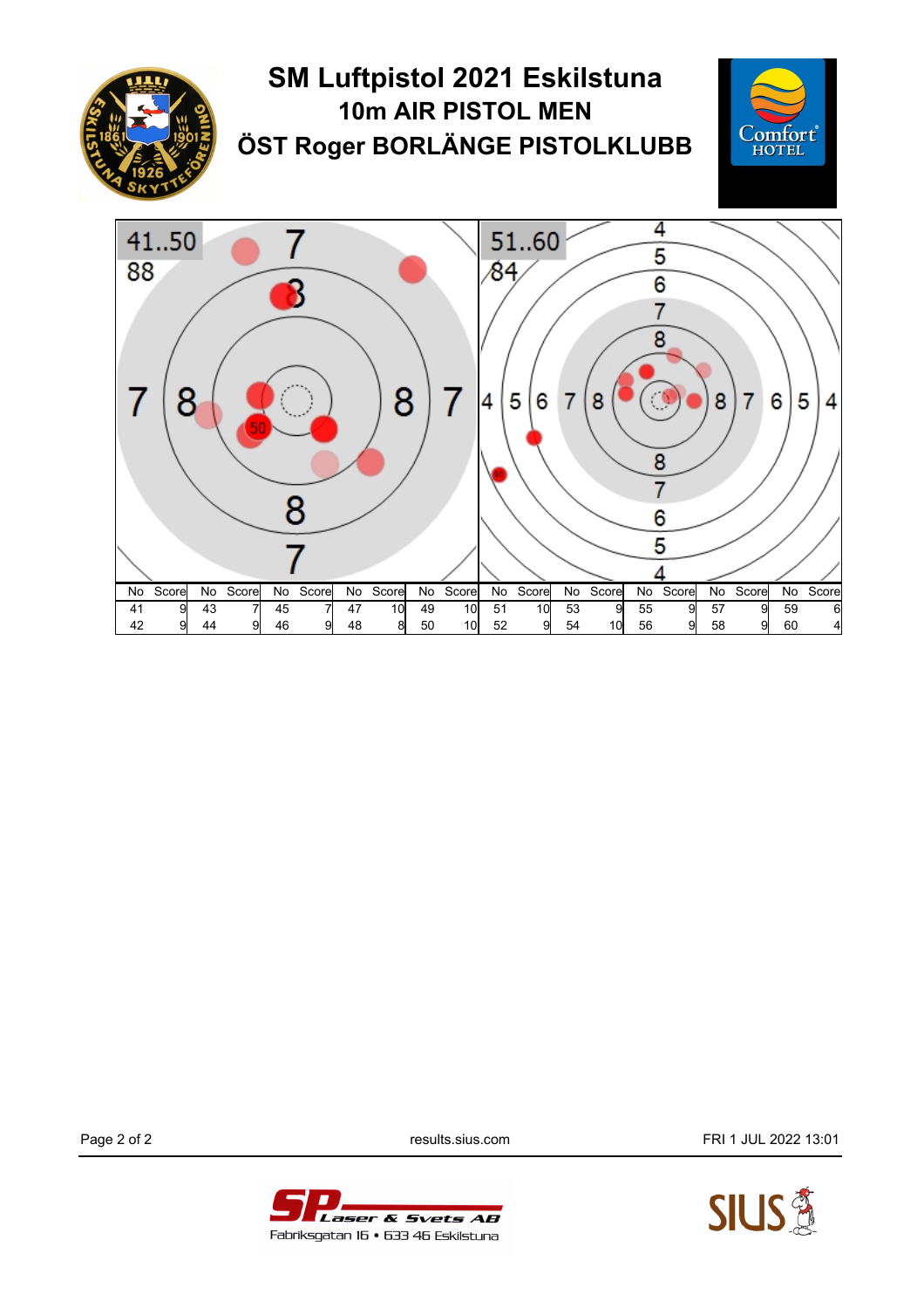# SM Luftpistol 2021 Eskilstuna

## 10m AIR PISTOL MEN

## ÖST Roger BORLÄNGE PISTOLKLUBB

41..50
88

51..60
84

| No | Score | No | Score | No | Score | No | Score | No | Score | No | Score | No | Score | No | Score | No | Score | No | Score |
|---|---|---|---|---|---|---|---|---|---|---|---|---|---|---|---|---|---|---|---|
| 41 | 9 | 43 | 7 | 45 | 7 | 47 | 10 | 49 | 10 | 51 | 10 | 53 | 9 | 55 | 9 | 57 | 9 | 59 | 6 |
| 42 | 9 | 44 | 9 | 46 | 9 | 48 | 8 | 50 | 10 | 52 | 9 | 54 | 10 | 56 | 9 | 58 | 9 | 60 | 4 |

results.sius.com

FRI 1 JUL 2022 13:01

SP Laser & Svets AB
Fabriksgatan 16 • 633 46 Eskilstuna

SIUS